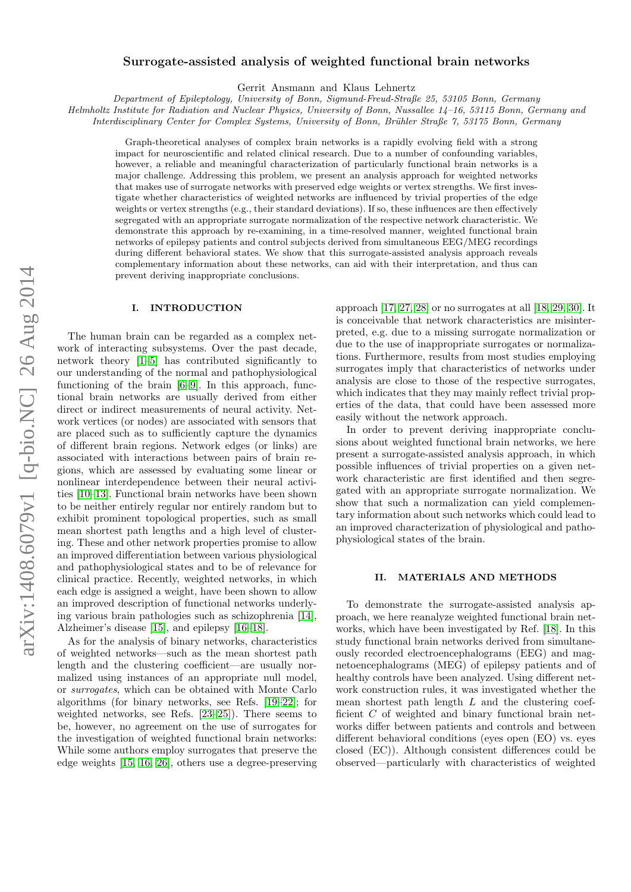# Surrogate-assisted analysis of weighted functional brain networks

Gerrit Ansmann and Klaus Lehnertz

*Department of Epileptology, University of Bonn, Sigmund-Freud-Straße 25, 53105 Bonn, Germany*
*Helmholtz Institute for Radiation and Nuclear Physics, University of Bonn, Nussallee 14–16, 53115 Bonn, Germany and*
*Interdisciplinary Center for Complex Systems, University of Bonn, Brühler Straße 7, 53175 Bonn, Germany*

Graph-theoretical analyses of complex brain networks is a rapidly evolving field with a strong impact for neuroscientific and related clinical research. Due to a number of confounding variables, however, a reliable and meaningful characterization of particularly functional brain networks is a major challenge. Addressing this problem, we present an analysis approach for weighted networks that makes use of surrogate networks with preserved edge weights or vertex strengths. We first investigate whether characteristics of weighted networks are influenced by trivial properties of the edge weights or vertex strengths (e.g., their standard deviations). If so, these influences are then effectively segregated with an appropriate surrogate normalization of the respective network characteristic. We demonstrate this approach by re-examining, in a time-resolved manner, weighted functional brain networks of epilepsy patients and control subjects derived from simultaneous EEG/MEG recordings during different behavioral states. We show that this surrogate-assisted analysis approach reveals complementary information about these networks, can aid with their interpretation, and thus can prevent deriving inappropriate conclusions.

## I. INTRODUCTION

The human brain can be regarded as a complex network of interacting subsystems. Over the past decade, network theory [1–5] has contributed significantly to our understanding of the normal and pathophysiological functioning of the brain [6–9]. In this approach, functional brain networks are usually derived from either direct or indirect measurements of neural activity. Network vertices (or nodes) are associated with sensors that are placed such as to sufficiently capture the dynamics of different brain regions. Network edges (or links) are associated with interactions between pairs of brain regions, which are assessed by evaluating some linear or nonlinear interdependence between their neural activities [10–13]. Functional brain networks have been shown to be neither entirely regular nor entirely random but to exhibit prominent topological properties, such as small mean shortest path lengths and a high level of clustering. These and other network properties promise to allow an improved differentiation between various physiological and pathophysiological states and to be of relevance for clinical practice. Recently, weighted networks, in which each edge is assigned a weight, have been shown to allow an improved description of functional networks underlying various brain pathologies such as schizophrenia [14], Alzheimer's disease [15], and epilepsy [16–18].

As for the analysis of binary networks, characteristics of weighted networks—such as the mean shortest path length and the clustering coefficient—are usually normalized using instances of an appropriate null model, or *surrogates*, which can be obtained with Monte Carlo algorithms (for binary networks, see Refs. [19–22]; for weighted networks, see Refs. [23–25]). There seems to be, however, no agreement on the use of surrogates for the investigation of weighted functional brain networks: While some authors employ surrogates that preserve the edge weights [15, 16, 26], others use a degree-preserving approach [17, 27, 28] or no surrogates at all [18, 29, 30]. It is conceivable that network characteristics are misinterpreted, e.g. due to a missing surrogate normalization or due to the use of inappropriate surrogates or normalizations. Furthermore, results from most studies employing surrogates imply that characteristics of networks under analysis are close to those of the respective surrogates, which indicates that they may mainly reflect trivial properties of the data, that could have been assessed more easily without the network approach.

In order to prevent deriving inappropriate conclusions about weighted functional brain networks, we here present a surrogate-assisted analysis approach, in which possible influences of trivial properties on a given network characteristic are first identified and then segregated with an appropriate surrogate normalization. We show that such a normalization can yield complementary information about such networks which could lead to an improved characterization of physiological and pathophysiological states of the brain.

## II. MATERIALS AND METHODS

To demonstrate the surrogate-assisted analysis approach, we here reanalyze weighted functional brain networks, which have been investigated by Ref. [18]. In this study functional brain networks derived from simultaneously recorded electroencephalograms (EEG) and magnetoencephalograms (MEG) of epilepsy patients and of healthy controls have been analyzed. Using different network construction rules, it was investigated whether the mean shortest path length $L$ and the clustering coefficient $C$ of weighted and binary functional brain networks differ between patients and controls and between different behavioral conditions (eyes open (EO) vs. eyes closed (EC)). Although consistent differences could be observed—particularly with characteristics of weighted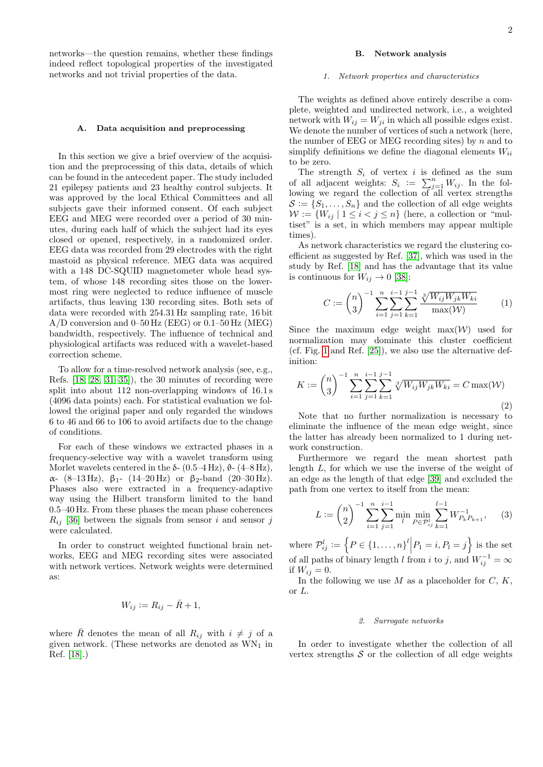networks—the question remains, whether these findings indeed reflect topological properties of the investigated networks and not trivial properties of the data.

### A. Data acquisition and preprocessing

In this section we give a brief overview of the acquisition and the preprocessing of this data, details of which can be found in the antecedent paper. The study included 21 epilepsy patients and 23 healthy control subjects. It was approved by the local Ethical Committees and all subjects gave their informed consent. Of each subject EEG and MEG were recorded over a period of 30 minutes, during each half of which the subject had its eyes closed or opened, respectively, in a randomized order. EEG data was recorded from 29 electrodes with the right mastoid as physical reference. MEG data was acquired with a 148 DC-SQUID magnetometer whole head system, of whose 148 recording sites those on the lowermost ring were neglected to reduce influence of muscle artifacts, thus leaving 130 recording sites. Both sets of data were recorded with 254.31 Hz sampling rate, 16 bit A/D conversion and 0–50 Hz (EEG) or 0.1–50 Hz (MEG) bandwidth, respectively. The influence of technical and physiological artifacts was reduced with a wavelet-based correction scheme.

To allow for a time-resolved network analysis (see, e.g., Refs. [18, 28, 31–35]), the 30 minutes of recording were split into about 112 non-overlapping windows of 16.1 s (4096 data points) each. For statistical evaluation we followed the original paper and only regarded the windows 6 to 46 and 66 to 106 to avoid artifacts due to the change of conditions.

For each of these windows we extracted phases in a frequency-selective way with a wavelet transform using Morlet wavelets centered in the δ- (0.5–4 Hz), ϑ- (4–8 Hz), α- (8–13 Hz), β₁- (14–20 Hz) or β₂-band (20–30 Hz). Phases also were extracted in a frequency-adaptive way using the Hilbert transform limited to the band 0.5–40 Hz. From these phases the mean phase coherences $R_{ij}$ [36] between the signals from sensor $i$ and sensor $j$ were calculated.

In order to construct weighted functional brain networks, EEG and MEG recording sites were associated with network vertices. Network weights were determined as:

$$W_{ij} := R_{ij} - \bar{R} + 1,$$

where $\bar{R}$ denotes the mean of all $R_{ij}$ with $i \neq j$ of a given network. (These networks are denoted as $\mathrm{WN}_1$ in Ref. [18].)

### B. Network analysis

#### 1. Network properties and characteristics

The weights as defined above entirely describe a complete, weighted and undirected network, i.e., a weighted network with $W_{ij} = W_{ji}$ in which all possible edges exist. We denote the number of vertices of such a network (here, the number of EEG or MEG recording sites) by $n$ and to simplify definitions we define the diagonal elements $W_{ii}$ to be zero.

The strength $S_i$ of vertex $i$ is defined as the sum of all adjacent weights: $S_i := \sum_{j=1}^{n} W_{ij}$. In the following we regard the collection of all vertex strengths $\mathcal{S} := \{S_1, \ldots, S_n\}$ and the collection of all edge weights $\mathcal{W} := \{W_{ij} \mid 1 \leq i < j \leq n\}$ (here, a collection or "multiset" is a set, in which members may appear multiple times).

As network characteristics we regard the clustering coefficient as suggested by Ref. [37], which was used in the study by Ref. [18] and has the advantage that its value is continuous for $W_{ij} \to 0$ [38]:

$$C := \binom{n}{3}^{-1} \sum_{i=1}^{n} \sum_{j=1}^{i-1} \sum_{k=1}^{j-1} \frac{\sqrt[3]{W_{ij} W_{jk} W_{ki}}}{\max(\mathcal{W})} \tag{1}$$

Since the maximum edge weight $\max(\mathcal{W})$ used for normalization may dominate this cluster coefficient (cf. Fig. 1 and Ref. [25]), we also use the alternative definition:

$$K := \binom{n}{3}^{-1} \sum_{i=1}^{n} \sum_{j=1}^{i-1} \sum_{k=1}^{j-1} \sqrt[3]{W_{ij} W_{jk} W_{ki}} = C \max(\mathcal{W}) \tag{2}$$

Note that no further normalization is necessary to eliminate the influence of the mean edge weight, since the latter has already been normalized to 1 during network construction.

Furthermore we regard the mean shortest path length $L$, for which we use the inverse of the weight of an edge as the length of that edge [39] and excluded the path from one vertex to itself from the mean:

$$L := \binom{n}{2}^{-1} \sum_{i=1}^{n} \sum_{j=1}^{i-1} \min_{l} \min_{P \in \mathcal{P}_{ij}^{l}} \sum_{k=1}^{l-1} W_{P_k P_{k+1}}^{-1}, \tag{3}$$

where $\mathcal{P}_{ij}^{l} := \left\{ P \in \{1, \ldots, n\}^{l} \middle| P_1 = i, P_l = j \right\}$ is the set of all paths of binary length $l$ from $i$ to $j$, and $W_{ij}^{-1} = \infty$ if $W_{ij} = 0$.

In the following we use $M$ as a placeholder for $C$, $K$, or $L$.

#### 2. Surrogate networks

In order to investigate whether the collection of all vertex strengths $\mathcal{S}$ or the collection of all edge weights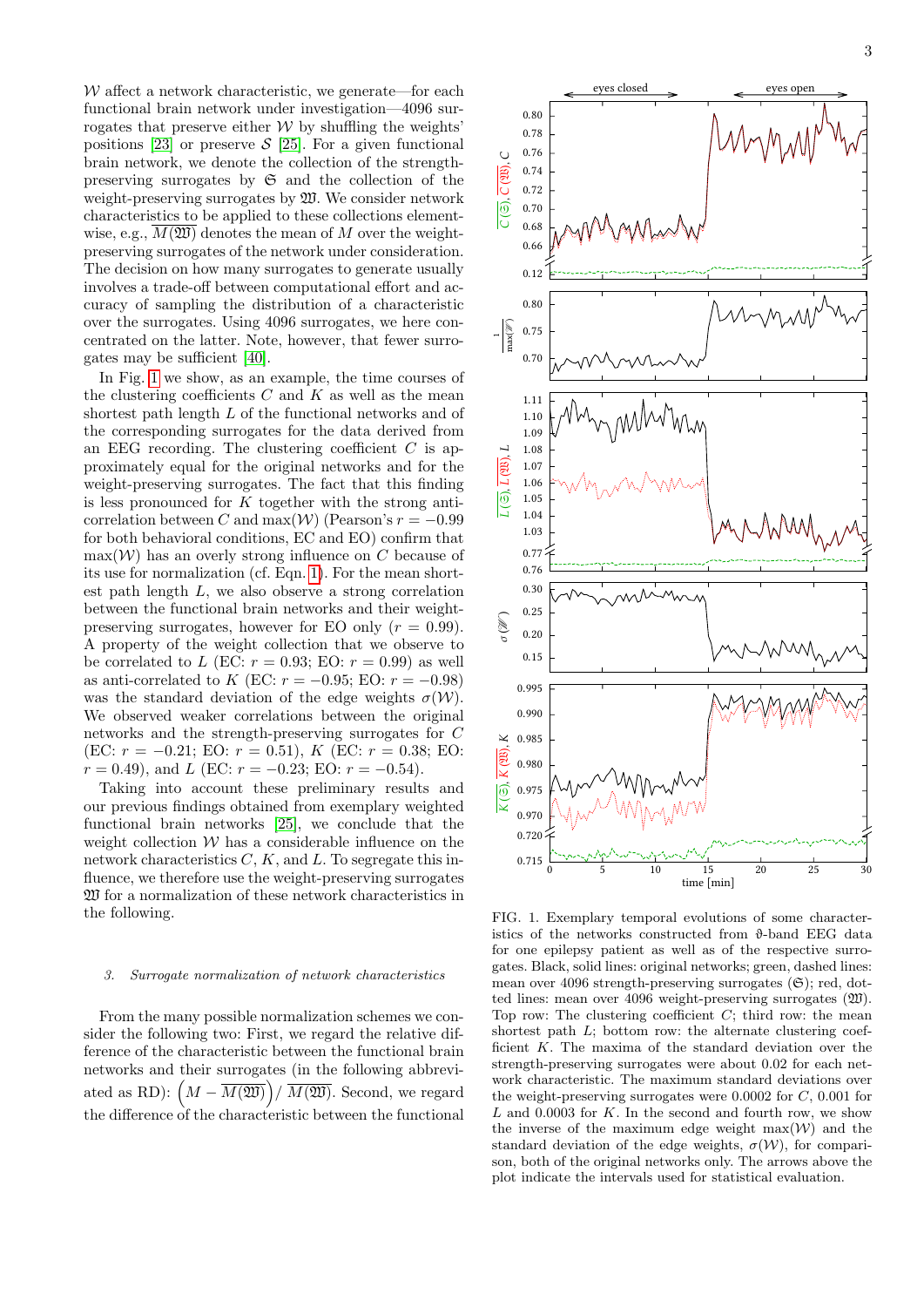$\mathcal{W}$ affect a network characteristic, we generate—for each functional brain network under investigation—4096 surrogates that preserve either $\mathcal{W}$ by shuffling the weights' positions [23] or preserve $\mathcal{S}$ [25]. For a given functional brain network, we denote the collection of the strength-preserving surrogates by $\mathfrak{S}$ and the collection of the weight-preserving surrogates by $\mathfrak{W}$. We consider network characteristics to be applied to these collections element-wise, e.g., $\overline{M(\mathfrak{W})}$ denotes the mean of $M$ over the weight-preserving surrogates of the network under consideration. The decision on how many surrogates to generate usually involves a trade-off between computational effort and accuracy of sampling the distribution of a characteristic over the surrogates. Using 4096 surrogates, we here concentrated on the latter. Note, however, that fewer surrogates may be sufficient [40].

In Fig. 1 we show, as an example, the time courses of the clustering coefficients $C$ and $K$ as well as the mean shortest path length $L$ of the functional networks and of the corresponding surrogates for the data derived from an EEG recording. The clustering coefficient $C$ is approximately equal for the original networks and for the weight-preserving surrogates. The fact that this finding is less pronounced for $K$ together with the strong anticorrelation between $C$ and $\max(\mathcal{W})$ (Pearson's $r = -0.99$ for both behavioral conditions, EC and EO) confirm that $\max(\mathcal{W})$ has an overly strong influence on $C$ because of its use for normalization (cf. Eqn. 1). For the mean shortest path length $L$, we also observe a strong correlation between the functional brain networks and their weight-preserving surrogates, however for EO only ($r = 0.99$). A property of the weight collection that we observe to be correlated to $L$ (EC: $r = 0.93$; EO: $r = 0.99$) as well as anti-correlated to $K$ (EC: $r = -0.95$; EO: $r = -0.98$) was the standard deviation of the edge weights $\sigma(\mathcal{W})$. We observed weaker correlations between the original networks and the strength-preserving surrogates for $C$ (EC: $r = -0.21$; EO: $r = 0.51$), $K$ (EC: $r = 0.38$; EO: $r = 0.49$), and $L$ (EC: $r = -0.23$; EO: $r = -0.54$).

Taking into account these preliminary results and our previous findings obtained from exemplary weighted functional brain networks [25], we conclude that the weight collection $\mathcal{W}$ has a considerable influence on the network characteristics $C$, $K$, and $L$. To segregate this influence, we therefore use the weight-preserving surrogates $\mathfrak{W}$ for a normalization of these network characteristics in the following.

FIG. 1. Exemplary temporal evolutions of some characteristics of the networks constructed from $\vartheta$-band EEG data for one epilepsy patient as well as of the respective surrogates. Black, solid lines: original networks; green, dashed lines: mean over 4096 strength-preserving surrogates ($\mathfrak{S}$); red, dotted lines: mean over 4096 weight-preserving surrogates ($\mathfrak{W}$). Top row: The clustering coefficient $C$; third row: the mean shortest path $L$; bottom row: the alternate clustering coefficient $K$. The maxima of the standard deviation over the strength-preserving surrogates were about 0.02 for each network characteristic. The maximum standard deviations over the weight-preserving surrogates were 0.0002 for $C$, 0.001 for $L$ and 0.0003 for $K$. In the second and fourth row, we show the inverse of the maximum edge weight $\max(\mathcal{W})$ and the standard deviation of the edge weights, $\sigma(\mathcal{W})$, for comparison, both of the original networks only. The arrows above the plot indicate the intervals used for statistical evaluation.

### 3. Surrogate normalization of network characteristics

From the many possible normalization schemes we consider the following two: First, we regard the relative difference of the characteristic between the functional brain networks and their surrogates (in the following abbreviated as RD): $\left(M - \overline{M(\mathfrak{W})}\right) / \overline{M(\mathfrak{W})}$. Second, we regard the difference of the characteristic between the functional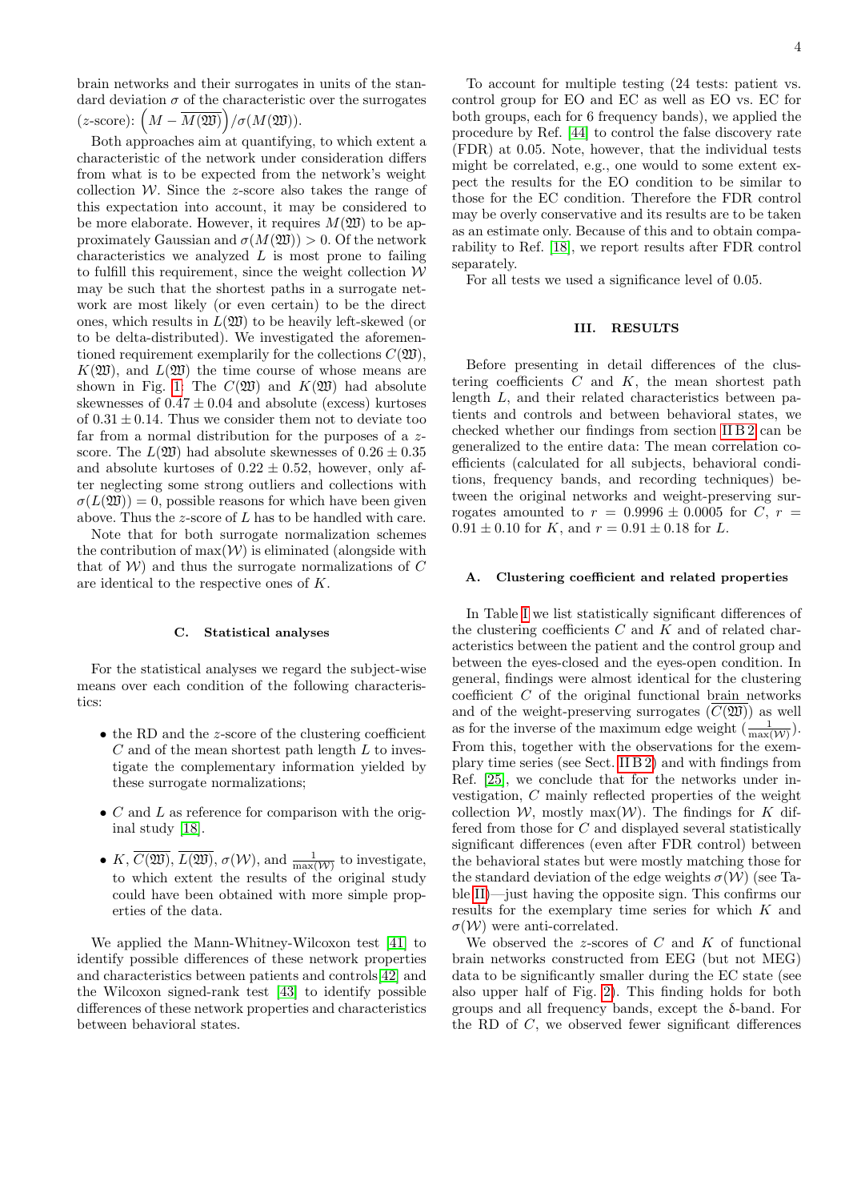brain networks and their surrogates in units of the standard deviation $\sigma$ of the characteristic over the surrogates ($z$-score): $\left(M - \overline{M(\mathfrak{W})}\right)/\sigma(M(\mathfrak{W}))$.

Both approaches aim at quantifying, to which extent a characteristic of the network under consideration differs from what is to be expected from the network's weight collection $\mathcal{W}$. Since the $z$-score also takes the range of this expectation into account, it may be considered to be more elaborate. However, it requires $M(\mathfrak{W})$ to be approximately Gaussian and $\sigma(M(\mathfrak{W})) > 0$. Of the network characteristics we analyzed $L$ is most prone to failing to fulfill this requirement, since the weight collection $\mathcal{W}$ may be such that the shortest paths in a surrogate network are most likely (or even certain) to be the direct ones, which results in $L(\mathfrak{W})$ to be heavily left-skewed (or to be delta-distributed). We investigated the aforementioned requirement exemplarily for the collections $C(\mathfrak{W})$, $K(\mathfrak{W})$, and $L(\mathfrak{W})$ the time course of whose means are shown in Fig. 1: The $C(\mathfrak{W})$ and $K(\mathfrak{W})$ had absolute skewnesses of $0.47 \pm 0.04$ and absolute (excess) kurtoses of $0.31 \pm 0.14$. Thus we consider them not to deviate too far from a normal distribution for the purposes of a $z$-score. The $L(\mathfrak{W})$ had absolute skewnesses of $0.26 \pm 0.35$ and absolute kurtoses of $0.22 \pm 0.52$, however, only after neglecting some strong outliers and collections with $\sigma(L(\mathfrak{W})) = 0$, possible reasons for which have been given above. Thus the $z$-score of $L$ has to be handled with care.

Note that for both surrogate normalization schemes the contribution of $\max(\mathcal{W})$ is eliminated (alongside with that of $\mathcal{W}$) and thus the surrogate normalizations of $C$ are identical to the respective ones of $K$.

### C. Statistical analyses

For the statistical analyses we regard the subject-wise means over each condition of the following characteristics:

- the RD and the $z$-score of the clustering coefficient $C$ and of the mean shortest path length $L$ to investigate the complementary information yielded by these surrogate normalizations;
- $C$ and $L$ as reference for comparison with the original study [18].
- $K$, $\overline{C(\mathfrak{W})}$, $\overline{L(\mathfrak{W})}$, $\sigma(\mathcal{W})$, and $\frac{1}{\max(\mathcal{W})}$ to investigate, to which extent the results of the original study could have been obtained with more simple properties of the data.

We applied the Mann-Whitney-Wilcoxon test [41] to identify possible differences of these network properties and characteristics between patients and controls[42] and the Wilcoxon signed-rank test [43] to identify possible differences of these network properties and characteristics between behavioral states.

To account for multiple testing (24 tests: patient vs. control group for EO and EC as well as EO vs. EC for both groups, each for 6 frequency bands), we applied the procedure by Ref. [44] to control the false discovery rate (FDR) at 0.05. Note, however, that the individual tests might be correlated, e.g., one would to some extent expect the results for the EO condition to be similar to those for the EC condition. Therefore the FDR control may be overly conservative and its results are to be taken as an estimate only. Because of this and to obtain comparability to Ref. [18], we report results after FDR control separately.

For all tests we used a significance level of 0.05.

## III. RESULTS

Before presenting in detail differences of the clustering coefficients $C$ and $K$, the mean shortest path length $L$, and their related characteristics between patients and controls and between behavioral states, we checked whether our findings from section II B 2 can be generalized to the entire data: The mean correlation coefficients (calculated for all subjects, behavioral conditions, frequency bands, and recording techniques) between the original networks and weight-preserving surrogates amounted to $r = 0.9996 \pm 0.0005$ for $C$, $r = 0.91 \pm 0.10$ for $K$, and $r = 0.91 \pm 0.18$ for $L$.

### A. Clustering coefficient and related properties

In Table I we list statistically significant differences of the clustering coefficients $C$ and $K$ and of related characteristics between the patient and the control group and between the eyes-closed and the eyes-open condition. In general, findings were almost identical for the clustering coefficient $C$ of the original functional brain networks and of the weight-preserving surrogates ($\overline{C(\mathfrak{W})}$) as well as for the inverse of the maximum edge weight ($\frac{1}{\max(\mathcal{W})}$). From this, together with the observations for the exemplary time series (see Sect. II B 2) and with findings from Ref. [25], we conclude that for the networks under investigation, $C$ mainly reflected properties of the weight collection $\mathcal{W}$, mostly $\max(\mathcal{W})$. The findings for $K$ differed from those for $C$ and displayed several statistically significant differences (even after FDR control) between the behavioral states but were mostly matching those for the standard deviation of the edge weights $\sigma(\mathcal{W})$ (see Table II)—just having the opposite sign. This confirms our results for the exemplary time series for which $K$ and $\sigma(\mathcal{W})$ were anti-correlated.

We observed the $z$-scores of $C$ and $K$ of functional brain networks constructed from EEG (but not MEG) data to be significantly smaller during the EC state (see also upper half of Fig. 2). This finding holds for both groups and all frequency bands, except the δ-band. For the RD of $C$, we observed fewer significant differences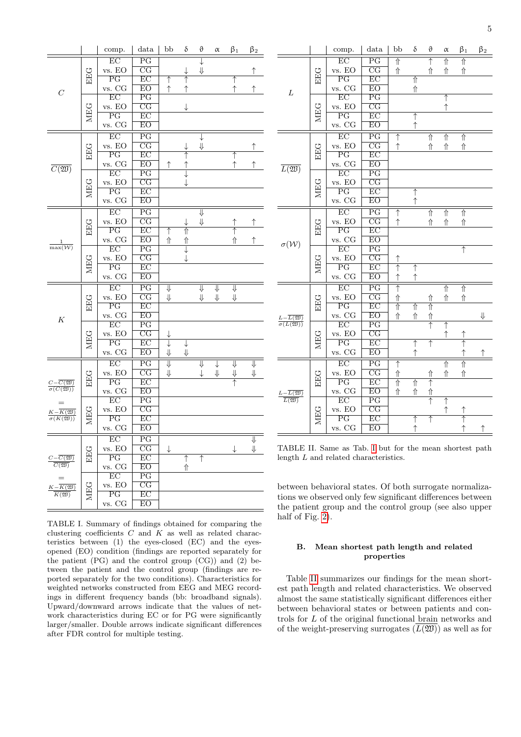| | | comp. | data | bb | $\delta$ | $\vartheta$ | $\alpha$ | $\beta_1$ | $\beta_2$ |
|---|---|---|---|---|---|---|---|---|---|
| $C$ | EEG | EC vs. EO | PG | | | $\downarrow$ | | | |
| | | | CG | | $\downarrow$ | $\Downarrow$ | | | $\uparrow$ |
| | | PG vs. CG | EC | $\uparrow$ | $\uparrow$ | | | $\uparrow$ | |
| | | | EO | $\uparrow$ | $\uparrow$ | | | $\uparrow$ | $\uparrow$ |
| | MEG | EC vs. EO | PG | | | | | | |
| | | | CG | | $\downarrow$ | | | | |
| | | PG vs. CG | EC | | | | | | |
| | | | EO | | | | | | |
| $\overline{C(\mathfrak{W})}$ | EEG | EC vs. EO | PG | | | $\downarrow$ | | | |
| | | | CG | | $\downarrow$ | $\Downarrow$ | | | $\uparrow$ |
| | | PG vs. CG | EC | | $\uparrow$ | | | $\uparrow$ | |
| | | | EO | $\uparrow$ | $\uparrow$ | | | $\uparrow$ | $\uparrow$ |
| | MEG | EC vs. EO | PG | | $\downarrow$ | | | | |
| | | | CG | | $\downarrow$ | | | | |
| | | PG vs. CG | EC | | | | | | |
| | | | EO | | | | | | |
| $\frac{1}{\max(\mathcal{W})}$ | EEG | EC vs. EO | PG | | | $\Downarrow$ | | | |
| | | | CG | | $\downarrow$ | $\Downarrow$ | | $\uparrow$ | $\uparrow$ |
| | | PG vs. CG | EC | $\uparrow$ | $\Uparrow$ | | | $\uparrow$ | |
| | | | EO | $\Uparrow$ | $\Uparrow$ | | | $\Uparrow$ | $\uparrow$ |
| | MEG | EC vs. EO | PG | | $\downarrow$ | | | | |
| | | | CG | | $\downarrow$ | | | | |
| | | PG vs. CG | EC | | | | | | |
| | | | EO | | | | | | |
| $K$ | EEG | EC vs. EO | PG | $\Downarrow$ | | $\Downarrow$ | $\Downarrow$ | $\Downarrow$ | |
| | | | CG | $\Downarrow$ | | $\Downarrow$ | $\Downarrow$ | $\Downarrow$ | |
| | | PG vs. CG | EC | | | | | | |
| | | | EO | | | | | | |
| | MEG | EC vs. EO | PG | | | | | | |
| | | | CG | $\downarrow$ | | | | | |
| | | PG vs. CG | EC | $\downarrow$ | $\downarrow$ | | | | |
| | | | EO | $\Downarrow$ | $\Downarrow$ | | | | |
| $\frac{C-\overline{C(\mathfrak{W})}}{\sigma(C(\mathfrak{W}))} = \frac{K-\overline{K(\mathfrak{W})}}{\sigma(K(\mathfrak{W}))}$ | EEG | EC vs. EO | PG | $\Downarrow$ | | $\Downarrow$ | $\downarrow$ | $\Downarrow$ | $\Downarrow$ |
| | | | CG | $\Downarrow$ | | $\downarrow$ | $\Downarrow$ | $\Downarrow$ | $\Downarrow$ |
| | | PG vs. CG | EC | | | | | $\uparrow$ | |
| | | | EO | | | | | | |
| | MEG | EC vs. EO | PG | | | | | | |
| | | | CG | | | | | | |
| | | PG vs. CG | EC | | | | | | |
| | | | EO | | | | | | |
| $\frac{C-\overline{C(\mathfrak{W})}}{\overline{C(\mathfrak{W})}} = \frac{K-\overline{K(\mathfrak{W})}}{\overline{K(\mathfrak{W})}}$ | EEG | EC vs. EO | PG | | | | | | $\Downarrow$ |
| | | | CG | $\downarrow$ | | | | $\downarrow$ | $\Downarrow$ |
| | | PG vs. CG | EC | | $\uparrow$ | $\uparrow$ | | | |
| | | | EO | | $\Uparrow$ | | | | |
| | MEG | EC vs. EO | PG | | | | | | |
| | | | CG | | | | | | |
| | | PG vs. CG | EC | | | | | | |
| | | | EO | | | | | | |

TABLE I. Summary of findings obtained for comparing the clustering coefficients $C$ and $K$ as well as related characteristics between (1) the eyes-closed (EC) and the eyes-opened (EO) condition (findings are reported separately for the patient (PG) and the control group (CG)) and (2) between the patient and the control group (findings are reported separately for the two conditions). Characteristics for weighted networks constructed from EEG and MEG recordings in different frequency bands (bb: broadband signals). Upward/downward arrows indicate that the values of network characteristics during EC or for PG were significantly larger/smaller. Double arrows indicate significant differences after FDR control for multiple testing.

| | | comp. | data | bb | $\delta$ | $\vartheta$ | $\alpha$ | $\beta_1$ | $\beta_2$ |
|---|---|---|---|---|---|---|---|---|---|
| $L$ | EEG | EC vs. EO | PG | $\Uparrow$ | | $\uparrow$ | $\Uparrow$ | $\Uparrow$ | |
| | | | CG | $\Uparrow$ | | $\Uparrow$ | $\Uparrow$ | $\Uparrow$ | |
| | | PG vs. CG | EC | | $\Uparrow$ | | | | |
| | | | EO | | $\Uparrow$ | | | | |
| | MEG | EC vs. EO | PG | | | | $\uparrow$ | | |
| | | | CG | | | | $\uparrow$ | | |
| | | PG vs. CG | EC | | $\uparrow$ | | | | |
| | | | EO | | $\uparrow$ | | | | |
| $\overline{L(\mathfrak{W})}$ | EEG | EC vs. EO | PG | $\uparrow$ | | $\Uparrow$ | $\Uparrow$ | $\Uparrow$ | |
| | | | CG | $\uparrow$ | | $\Uparrow$ | $\Uparrow$ | $\Uparrow$ | |
| | | PG vs. CG | EC | | | | | | |
| | | | EO | | | | | | |
| | MEG | EC vs. EO | PG | | | | | | |
| | | | CG | | | | | | |
| | | PG vs. CG | EC | | $\uparrow$ | | | | |
| | | | EO | | $\uparrow$ | | | | |
| $\sigma(\mathcal{W})$ | EEG | EC vs. EO | PG | $\uparrow$ | | $\Uparrow$ | $\Uparrow$ | $\Uparrow$ | |
| | | | CG | $\uparrow$ | | $\Uparrow$ | $\Uparrow$ | $\Uparrow$ | |
| | | PG vs. CG | EC | | | | | | |
| | | | EO | | | | | | |
| | MEG | EC vs. EO | PG | | | | | $\uparrow$ | |
| | | | CG | $\uparrow$ | | | | | |
| | | PG vs. CG | EC | $\uparrow$ | $\uparrow$ | | | | |
| | | | EO | $\uparrow$ | $\uparrow$ | | | | |
| $\frac{L-\overline{L(\mathfrak{W})}}{\sigma(L(\mathfrak{W}))}$ | EEG | EC vs. EO | PG | $\uparrow$ | | | $\Uparrow$ | $\Uparrow$ | |
| | | | CG | $\Uparrow$ | | $\Uparrow$ | $\Uparrow$ | $\Uparrow$ | |
| | | PG vs. CG | EC | $\Uparrow$ | $\Uparrow$ | $\Uparrow$ | | | |
| | | | EO | $\Uparrow$ | $\Uparrow$ | $\Uparrow$ | | | $\Downarrow$ |
| | MEG | EC vs. EO | PG | | | $\uparrow$ | $\uparrow$ | | |
| | | | CG | | | | $\uparrow$ | $\uparrow$ | |
| | | PG vs. CG | EC | | $\uparrow$ | $\uparrow$ | | $\uparrow$ | |
| | | | EO | | $\uparrow$ | | | $\uparrow$ | $\uparrow$ |
| $\frac{L-\overline{L(\mathfrak{W})}}{\overline{L(\mathfrak{W})}}$ | EEG | EC vs. EO | PG | $\uparrow$ | | | $\Uparrow$ | $\Uparrow$ | |
| | | | CG | $\Uparrow$ | | $\Uparrow$ | $\Uparrow$ | $\Uparrow$ | |
| | | PG vs. CG | EC | $\Uparrow$ | $\Uparrow$ | $\uparrow$ | | | |
| | | | EO | $\Uparrow$ | $\Uparrow$ | $\Uparrow$ | | | |
| | MEG | EC vs. EO | PG | | | $\uparrow$ | | | |
| | | | CG | | | | $\uparrow$ | $\uparrow$ | |
| | | PG vs. CG | EC | | $\uparrow$ | $\uparrow$ | | $\uparrow$ | |
| | | | EO | | $\uparrow$ | | | $\uparrow$ | $\uparrow$ |

TABLE II. Same as Tab. I but for the mean shortest path length $L$ and related characteristics.

between behavioral states. Of both surrogate normalizations we observed only few significant differences between the patient group and the control group (see also upper half of Fig. 2).

### B. Mean shortest path length and related properties

Table II summarizes our findings for the mean shortest path length and related characteristics. We observed almost the same statistically significant differences either between behavioral states or between patients and controls for $L$ of the original functional brain networks and of the weight-preserving surrogates ($\overline{L(\mathfrak{W})}$) as well as for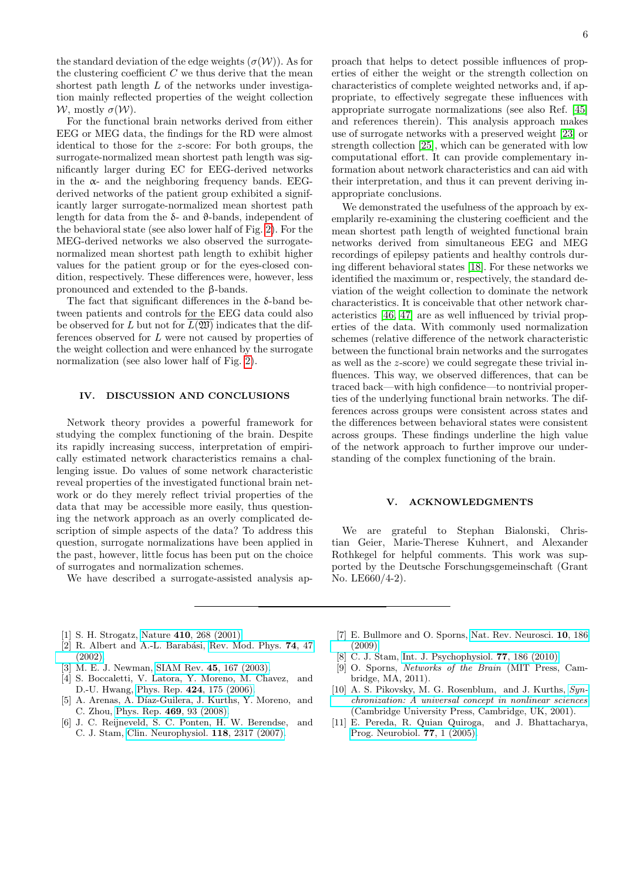the standard deviation of the edge weights ($\sigma(\mathcal{W})$). As for the clustering coefficient $C$ we thus derive that the mean shortest path length $L$ of the networks under investigation mainly reflected properties of the weight collection $\mathcal{W}$, mostly $\sigma(\mathcal{W})$.

For the functional brain networks derived from either EEG or MEG data, the findings for the RD were almost identical to those for the $z$-score: For both groups, the surrogate-normalized mean shortest path length was significantly larger during EC for EEG-derived networks in the α- and the neighboring frequency bands. EEG-derived networks of the patient group exhibited a significantly larger surrogate-normalized mean shortest path length for data from the δ- and ϑ-bands, independent of the behavioral state (see also lower half of Fig. 2). For the MEG-derived networks we also observed the surrogate-normalized mean shortest path length to exhibit higher values for the patient group or for the eyes-closed condition, respectively. These differences were, however, less pronounced and extended to the β-bands.

The fact that significant differences in the δ-band between patients and controls for the EEG data could also be observed for $L$ but not for $L(\mathfrak{W})$ indicates that the differences observed for $L$ were not caused by properties of the weight collection and were enhanced by the surrogate normalization (see also lower half of Fig. 2).

## IV. DISCUSSION AND CONCLUSIONS

Network theory provides a powerful framework for studying the complex functioning of the brain. Despite its rapidly increasing success, interpretation of empirically estimated network characteristics remains a challenging issue. Do values of some network characteristic reveal properties of the investigated functional brain network or do they merely reflect trivial properties of the data that may be accessible more easily, thus questioning the network approach as an overly complicated description of simple aspects of the data? To address this question, surrogate normalizations have been applied in the past, however, little focus has been put on the choice of surrogates and normalization schemes.

We have described a surrogate-assisted analysis approach that helps to detect possible influences of properties of either the weight or the strength collection on characteristics of complete weighted networks and, if appropriate, to effectively segregate these influences with appropriate surrogate normalizations (see also Ref. [45] and references therein). This analysis approach makes use of surrogate networks with a preserved weight [23] or strength collection [25], which can be generated with low computational effort. It can provide complementary information about network characteristics and can aid with their interpretation, and thus it can prevent deriving inappropriate conclusions.

We demonstrated the usefulness of the approach by exemplarily re-examining the clustering coefficient and the mean shortest path length of weighted functional brain networks derived from simultaneous EEG and MEG recordings of epilepsy patients and healthy controls during different behavioral states [18]. For these networks we identified the maximum or, respectively, the standard deviation of the weight collection to dominate the network characteristics. It is conceivable that other network characteristics [46, 47] are as well influenced by trivial properties of the data. With commonly used normalization schemes (relative difference of the network characteristic between the functional brain networks and the surrogates as well as the $z$-score) we could segregate these trivial influences. This way, we observed differences, that can be traced back—with high confidence—to nontrivial properties of the underlying functional brain networks. The differences across groups were consistent across states and the differences between behavioral states were consistent across groups. These findings underline the high value of the network approach to further improve our understanding of the complex functioning of the brain.

## V. ACKNOWLEDGMENTS

We are grateful to Stephan Bialonski, Christian Geier, Marie-Therese Kuhnert, and Alexander Rothkegel for helpful comments. This work was supported by the Deutsche Forschungsgemeinschaft (Grant No. LE660/4-2).

---

[1] S. H. Strogatz, Nature **410**, 268 (2001).
[2] R. Albert and A.-L. Barabási, Rev. Mod. Phys. **74**, 47 (2002).
[3] M. E. J. Newman, SIAM Rev. **45**, 167 (2003).
[4] S. Boccaletti, V. Latora, Y. Moreno, M. Chavez, and D.-U. Hwang, Phys. Rep. **424**, 175 (2006).
[5] A. Arenas, A. Díaz-Guilera, J. Kurths, Y. Moreno, and C. Zhou, Phys. Rep. **469**, 93 (2008).
[6] J. C. Reijneveld, S. C. Ponten, H. W. Berendse, and C. J. Stam, Clin. Neurophysiol. **118**, 2317 (2007).
[7] E. Bullmore and O. Sporns, Nat. Rev. Neurosci. **10**, 186 (2009).
[8] C. J. Stam, Int. J. Psychophysiol. **77**, 186 (2010).
[9] O. Sporns, *Networks of the Brain* (MIT Press, Cambridge, MA, 2011).
[10] A. S. Pikovsky, M. G. Rosenblum, and J. Kurths, *Synchronization: A universal concept in nonlinear sciences* (Cambridge University Press, Cambridge, UK, 2001).
[11] E. Pereda, R. Quian Quiroga, and J. Bhattacharya, Prog. Neurobiol. **77**, 1 (2005).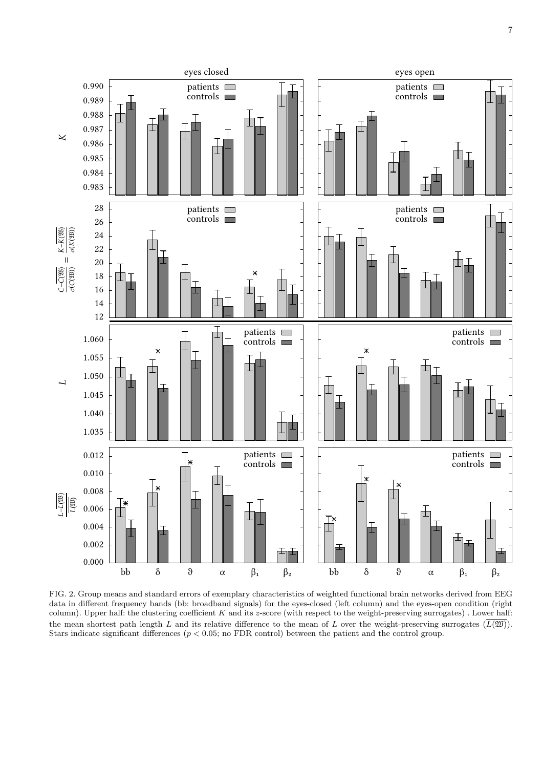FIG. 2. Group means and standard errors of exemplary characteristics of weighted functional brain networks derived from EEG data in different frequency bands (bb: broadband signals) for the eyes-closed (left column) and the eyes-open condition (right column). Upper half: the clustering coefficient $K$ and its $z$-score (with respect to the weight-preserving surrogates) . Lower half: the mean shortest path length $L$ and its relative difference to the mean of $L$ over the weight-preserving surrogates ($\overline{L(\mathfrak{W})}$). Stars indicate significant differences ($p < 0.05$; no FDR control) between the patient and the control group.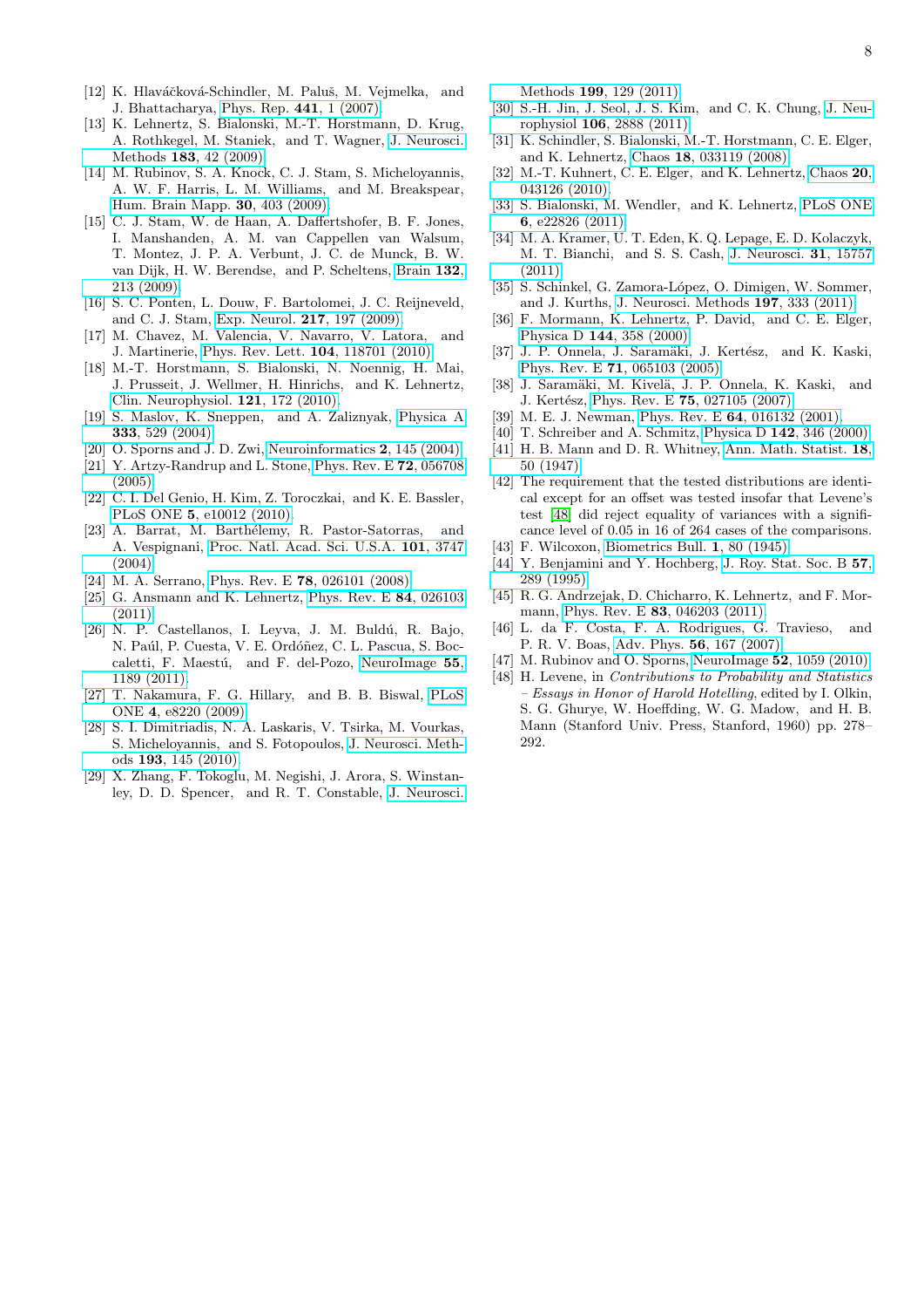[12] K. Hlaváčková-Schindler, M. Paluš, M. Vejmelka, and J. Bhattacharya, Phys. Rep. **441**, 1 (2007).

[13] K. Lehnertz, S. Bialonski, M.-T. Horstmann, D. Krug, A. Rothkegel, M. Staniek, and T. Wagner, J. Neurosci. Methods **183**, 42 (2009).

[14] M. Rubinov, S. A. Knock, C. J. Stam, S. Micheloyannis, A. W. F. Harris, L. M. Williams, and M. Breakspear, Hum. Brain Mapp. **30**, 403 (2009).

[15] C. J. Stam, W. de Haan, A. Daffertshofer, B. F. Jones, I. Manshanden, A. M. van Cappellen van Walsum, T. Montez, J. P. A. Verbunt, J. C. de Munck, B. W. van Dijk, H. W. Berendse, and P. Scheltens, Brain **132**, 213 (2009).

[16] S. C. Ponten, L. Douw, F. Bartolomei, J. C. Reijneveld, and C. J. Stam, Exp. Neurol. **217**, 197 (2009).

[17] M. Chavez, M. Valencia, V. Navarro, V. Latora, and J. Martinerie, Phys. Rev. Lett. **104**, 118701 (2010).

[18] M.-T. Horstmann, S. Bialonski, N. Noennig, H. Mai, J. Prusseit, J. Wellmer, H. Hinrichs, and K. Lehnertz, Clin. Neurophysiol. **121**, 172 (2010).

[19] S. Maslov, K. Sneppen, and A. Zaliznyak, Physica A **333**, 529 (2004).

[20] O. Sporns and J. D. Zwi, Neuroinformatics **2**, 145 (2004).

[21] Y. Artzy-Randrup and L. Stone, Phys. Rev. E **72**, 056708 (2005).

[22] C. I. Del Genio, H. Kim, Z. Toroczkai, and K. E. Bassler, PLoS ONE **5**, e10012 (2010).

[23] A. Barrat, M. Barthélemy, R. Pastor-Satorras, and A. Vespignani, Proc. Natl. Acad. Sci. U.S.A. **101**, 3747 (2004).

[24] M. A. Serrano, Phys. Rev. E **78**, 026101 (2008).

[25] G. Ansmann and K. Lehnertz, Phys. Rev. E **84**, 026103 (2011).

[26] N. P. Castellanos, I. Leyva, J. M. Buldú, R. Bajo, N. Paúl, P. Cuesta, V. E. Ordóñez, C. L. Pascua, S. Boccaletti, F. Maestú, and F. del-Pozo, NeuroImage **55**, 1189 (2011).

[27] T. Nakamura, F. G. Hillary, and B. B. Biswal, PLoS ONE **4**, e8220 (2009).

[28] S. I. Dimitriadis, N. A. Laskaris, V. Tsirka, M. Vourkas, S. Micheloyannis, and S. Fotopoulos, J. Neurosci. Methods **193**, 145 (2010).

[29] X. Zhang, F. Tokoglu, M. Negishi, J. Arora, S. Winstanley, D. D. Spencer, and R. T. Constable, J. Neurosci. Methods **199**, 129 (2011).

[30] S.-H. Jin, J. Seol, J. S. Kim, and C. K. Chung, J. Neurophysiol **106**, 2888 (2011).

[31] K. Schindler, S. Bialonski, M.-T. Horstmann, C. E. Elger, and K. Lehnertz, Chaos **18**, 033119 (2008).

[32] M.-T. Kuhnert, C. E. Elger, and K. Lehnertz, Chaos **20**, 043126 (2010).

[33] S. Bialonski, M. Wendler, and K. Lehnertz, PLoS ONE **6**, e22826 (2011).

[34] M. A. Kramer, U. T. Eden, K. Q. Lepage, E. D. Kolaczyk, M. T. Bianchi, and S. S. Cash, J. Neurosci. **31**, 15757 (2011).

[35] S. Schinkel, G. Zamora-López, O. Dimigen, W. Sommer, and J. Kurths, J. Neurosci. Methods **197**, 333 (2011).

[36] F. Mormann, K. Lehnertz, P. David, and C. E. Elger, Physica D **144**, 358 (2000).

[37] J. P. Onnela, J. Saramäki, J. Kertész, and K. Kaski, Phys. Rev. E **71**, 065103 (2005).

[38] J. Saramäki, M. Kivelä, J. P. Onnela, K. Kaski, and J. Kertész, Phys. Rev. E **75**, 027105 (2007).

[39] M. E. J. Newman, Phys. Rev. E **64**, 016132 (2001).

[40] T. Schreiber and A. Schmitz, Physica D **142**, 346 (2000).

[41] H. B. Mann and D. R. Whitney, Ann. Math. Statist. **18**, 50 (1947).

[42] The requirement that the tested distributions are identical except for an offset was tested insofar that Levene's test [48] did reject equality of variances with a significance level of 0.05 in 16 of 264 cases of the comparisons.

[43] F. Wilcoxon, Biometrics Bull. **1**, 80 (1945).

[44] Y. Benjamini and Y. Hochberg, J. Roy. Stat. Soc. B **57**, 289 (1995).

[45] R. G. Andrzejak, D. Chicharro, K. Lehnertz, and F. Mormann, Phys. Rev. E **83**, 046203 (2011).

[46] L. da F. Costa, F. A. Rodrigues, G. Travieso, and P. R. V. Boas, Adv. Phys. **56**, 167 (2007).

[47] M. Rubinov and O. Sporns, NeuroImage **52**, 1059 (2010).

[48] H. Levene, in *Contributions to Probability and Statistics – Essays in Honor of Harold Hotelling*, edited by I. Olkin, S. G. Ghurye, W. Hoeffding, W. G. Madow, and H. B. Mann (Stanford Univ. Press, Stanford, 1960) pp. 278–292.